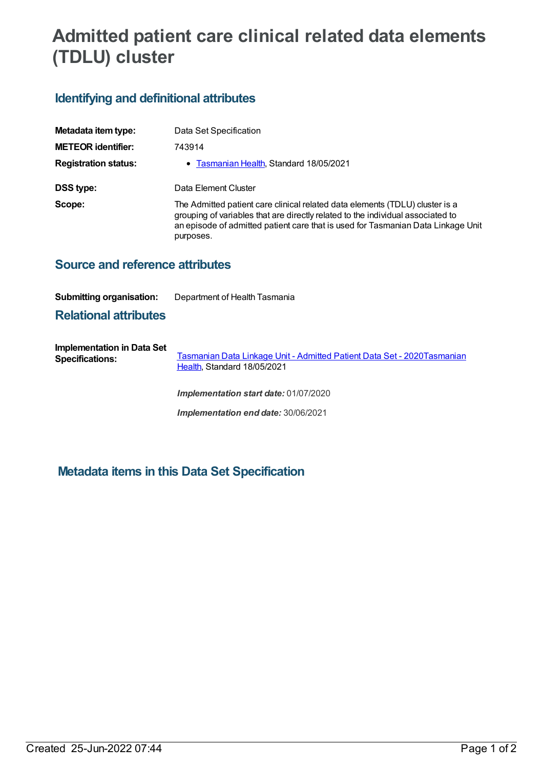# Admitted patient care clinical related data elements (TDLU) cluster

## Identifying and definitional attributes

| | |
|---|---|
| **Metadata item type:** | Data Set Specification |
| **METEOR identifier:** | 743914 |
| **Registration status:** | • Tasmanian Health, Standard 18/05/2021 |
| **DSS type:** | Data Element Cluster |
| **Scope:** | The Admitted patient care clinical related data elements (TDLU) cluster is a grouping of variables that are directly related to the individual associated to an episode of admitted patient care that is used for Tasmanian Data Linkage Unit purposes. |

## Source and reference attributes

| | |
|---|---|
| **Submitting organisation:** | Department of Health Tasmania |

## Relational attributes

| | |
|---|---|
| **Implementation in Data Set Specifications:** | Tasmanian Data Linkage Unit - Admitted Patient Data Set - 2020Tasmanian Health, Standard 18/05/2021<br><br>***Implementation start date:*** 01/07/2020<br><br>***Implementation end date:*** 30/06/2021 |

## Metadata items in this Data Set Specification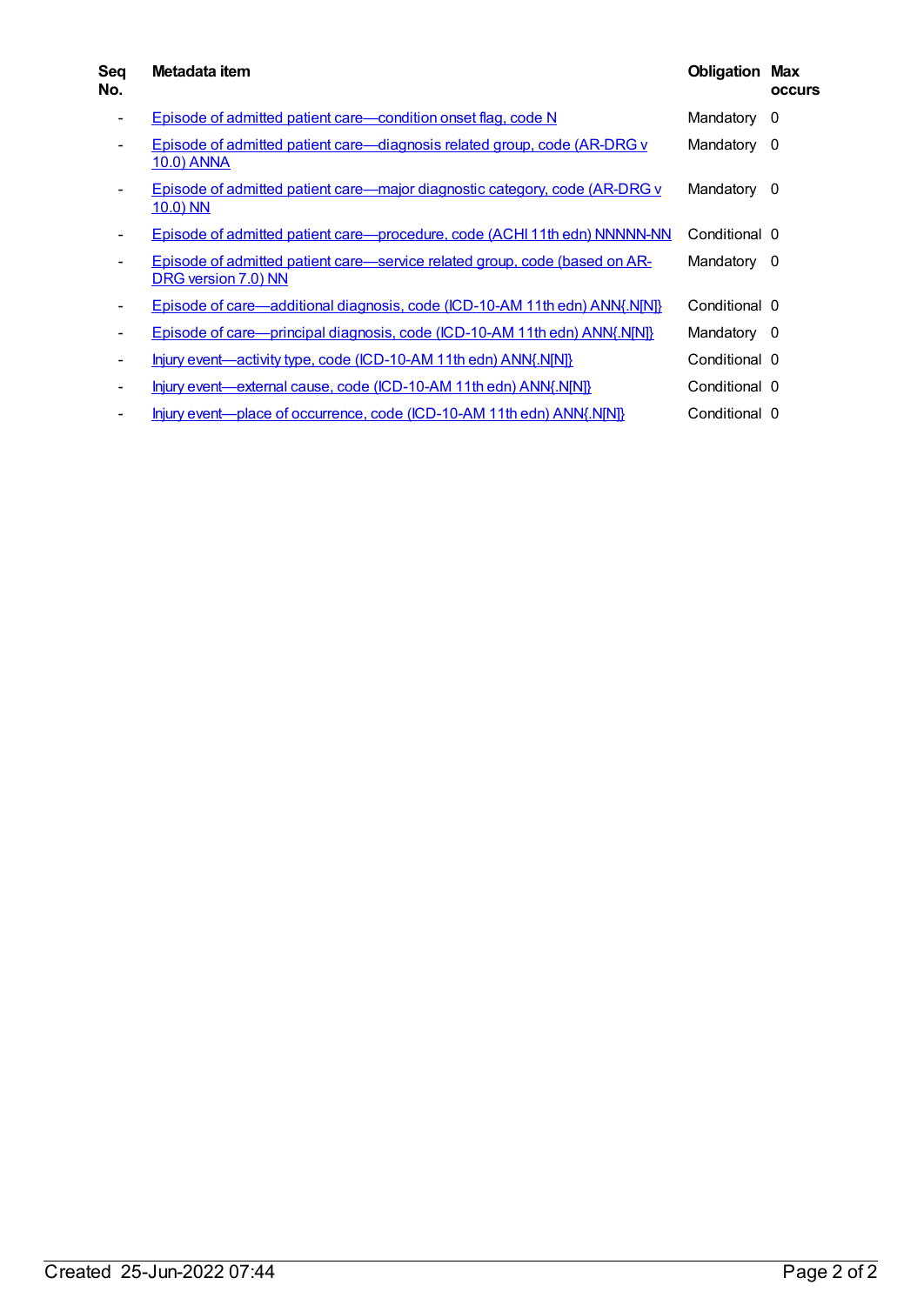| Seq No. | Metadata item | Obligation | Max occurs |
|---|---|---|---|
| - | Episode of admitted patient care—condition onset flag, code N | Mandatory | 0 |
| - | Episode of admitted patient care—diagnosis related group, code (AR-DRG v 10.0) ANNA | Mandatory | 0 |
| - | Episode of admitted patient care—major diagnostic category, code (AR-DRG v 10.0) NN | Mandatory | 0 |
| - | Episode of admitted patient care—procedure, code (ACHI 11th edn) NNNNN-NN | Conditional | 0 |
| - | Episode of admitted patient care—service related group, code (based on AR-DRG version 7.0) NN | Mandatory | 0 |
| - | Episode of care—additional diagnosis, code (ICD-10-AM 11th edn) ANN{.N[N]} | Conditional | 0 |
| - | Episode of care—principal diagnosis, code (ICD-10-AM 11th edn) ANN{.N[N]} | Mandatory | 0 |
| - | Injury event—activity type, code (ICD-10-AM 11th edn) ANN{.N[N]} | Conditional | 0 |
| - | Injury event—external cause, code (ICD-10-AM 11th edn) ANN{.N[N]} | Conditional | 0 |
| - | Injury event—place of occurrence, code (ICD-10-AM 11th edn) ANN{.N[N]} | Conditional | 0 |